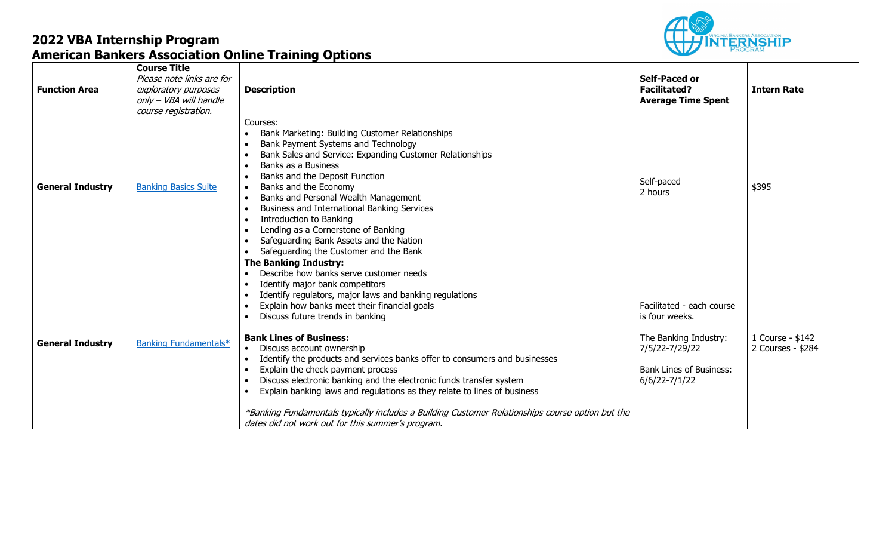# 2022 VBA Internship Program
## American Bankers Association Online Training Options

| Function Area | **Course Title** *Please note links are for exploratory purposes only – VBA will handle course registration.* | Description | Self-Paced or Facilitated? Average Time Spent | Intern Rate |
|---|---|---|---|---|
| **General Industry** | Banking Basics Suite | Courses:<br>• Bank Marketing: Building Customer Relationships<br>• Bank Payment Systems and Technology<br>• Bank Sales and Service: Expanding Customer Relationships<br>• Banks as a Business<br>• Banks and the Deposit Function<br>• Banks and the Economy<br>• Banks and Personal Wealth Management<br>• Business and International Banking Services<br>• Introduction to Banking<br>• Lending as a Cornerstone of Banking<br>• Safeguarding Bank Assets and the Nation<br>• Safeguarding the Customer and the Bank | Self-paced<br>2 hours | $395 |
| **General Industry** | Banking Fundamentals* | **The Banking Industry:**<br>• Describe how banks serve customer needs<br>• Identify major bank competitors<br>• Identify regulators, major laws and banking regulations<br>• Explain how banks meet their financial goals<br>• Discuss future trends in banking<br><br>**Bank Lines of Business:**<br>• Discuss account ownership<br>• Identify the products and services banks offer to consumers and businesses<br>• Explain the check payment process<br>• Discuss electronic banking and the electronic funds transfer system<br>• Explain banking laws and regulations as they relate to lines of business<br><br>*\*Banking Fundamentals typically includes a Building Customer Relationships course option but the dates did not work out for this summer's program.* | Facilitated - each course is four weeks.<br><br>The Banking Industry: 7/5/22-7/29/22<br><br>Bank Lines of Business: 6/6/22-7/1/22 | 1 Course - $142<br>2 Courses - $284 |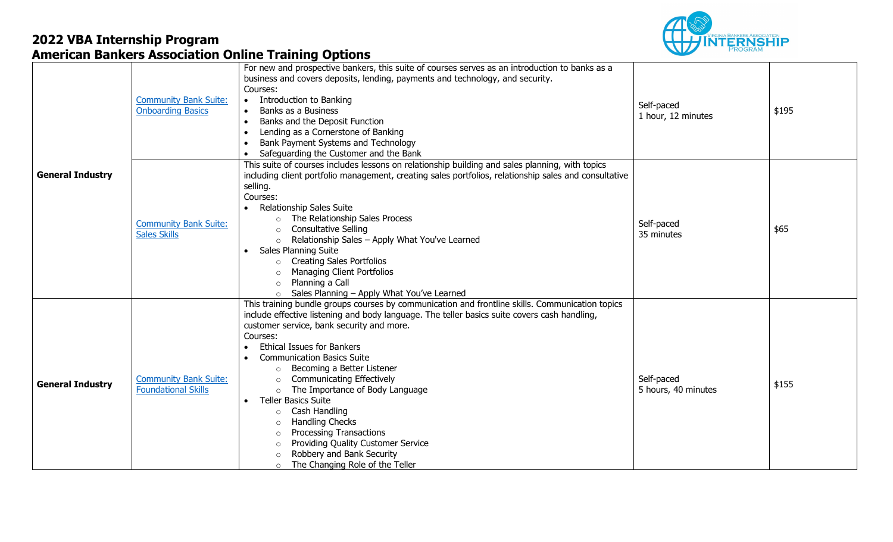## 2022 VBA Internship Program
## American Bankers Association Online Training Options

| | | | | |
|---|---|---|---|---|
| **General Industry** | Community Bank Suite: Onboarding Basics | For new and prospective bankers, this suite of courses serves as an introduction to banks as a business and covers deposits, lending, payments and technology, and security.<br>Courses:<br>• Introduction to Banking<br>• Banks as a Business<br>• Banks and the Deposit Function<br>• Lending as a Cornerstone of Banking<br>• Bank Payment Systems and Technology<br>• Safeguarding the Customer and the Bank | Self-paced<br>1 hour, 12 minutes | $195 |
| | Community Bank Suite: Sales Skills | This suite of courses includes lessons on relationship building and sales planning, with topics including client portfolio management, creating sales portfolios, relationship sales and consultative selling.<br>Courses:<br>• Relationship Sales Suite<br>  ○ The Relationship Sales Process<br>  ○ Consultative Selling<br>  ○ Relationship Sales – Apply What You've Learned<br>• Sales Planning Suite<br>  ○ Creating Sales Portfolios<br>  ○ Managing Client Portfolios<br>  ○ Planning a Call<br>  ○ Sales Planning – Apply What You've Learned | Self-paced<br>35 minutes | $65 |
| **General Industry** | Community Bank Suite: Foundational Skills | This training bundle groups courses by communication and frontline skills. Communication topics include effective listening and body language. The teller basics suite covers cash handling, customer service, bank security and more.<br>Courses:<br>• Ethical Issues for Bankers<br>• Communication Basics Suite<br>  ○ Becoming a Better Listener<br>  ○ Communicating Effectively<br>  ○ The Importance of Body Language<br>• Teller Basics Suite<br>  ○ Cash Handling<br>  ○ Handling Checks<br>  ○ Processing Transactions<br>  ○ Providing Quality Customer Service<br>  ○ Robbery and Bank Security<br>  ○ The Changing Role of the Teller | Self-paced<br>5 hours, 40 minutes | $155 |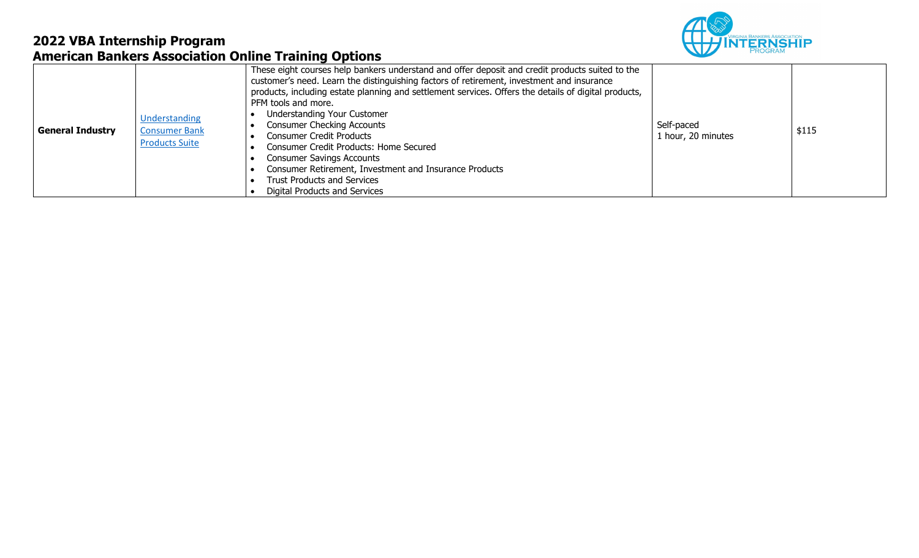## 2022 VBA Internship Program
## American Bankers Association Online Training Options

| | | | | |
|---|---|---|---|---|
| **General Industry** | Understanding Consumer Bank Products Suite | These eight courses help bankers understand and offer deposit and credit products suited to the customer's need. Learn the distinguishing factors of retirement, investment and insurance products, including estate planning and settlement services. Offers the details of digital products, PFM tools and more.<br>• Understanding Your Customer<br>• Consumer Checking Accounts<br>• Consumer Credit Products<br>• Consumer Credit Products: Home Secured<br>• Consumer Savings Accounts<br>• Consumer Retirement, Investment and Insurance Products<br>• Trust Products and Services<br>• Digital Products and Services | Self-paced<br>1 hour, 20 minutes | $115 |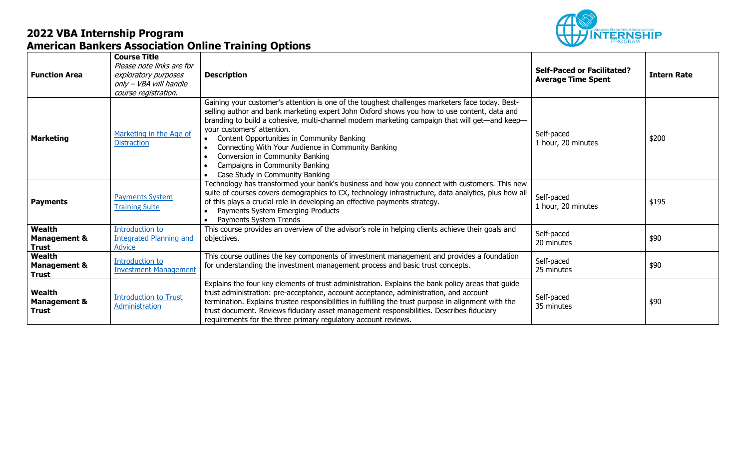## 2022 VBA Internship Program
## American Bankers Association Online Training Options

| Function Area | Course Title *Please note links are for exploratory purposes only – VBA will handle course registration.* | Description | Self-Paced or Facilitated? Average Time Spent | Intern Rate |
|---|---|---|---|---|
| **Marketing** | Marketing in the Age of Distraction | Gaining your customer's attention is one of the toughest challenges marketers face today. Best-selling author and bank marketing expert John Oxford shows you how to use content, data and branding to build a cohesive, multi-channel modern marketing campaign that will get—and keep—your customers' attention.<br>• Content Opportunities in Community Banking<br>• Connecting With Your Audience in Community Banking<br>• Conversion in Community Banking<br>• Campaigns in Community Banking<br>• Case Study in Community Banking | Self-paced<br>1 hour, 20 minutes | $200 |
| **Payments** | Payments System Training Suite | Technology has transformed your bank's business and how you connect with customers. This new suite of courses covers demographics to CX, technology infrastructure, data analytics, plus how all of this plays a crucial role in developing an effective payments strategy.<br>• Payments System Emerging Products<br>• Payments System Trends | Self-paced<br>1 hour, 20 minutes | $195 |
| **Wealth Management & Trust** | Introduction to Integrated Planning and Advice | This course provides an overview of the advisor's role in helping clients achieve their goals and objectives. | Self-paced<br>20 minutes | $90 |
| **Wealth Management & Trust** | Introduction to Investment Management | This course outlines the key components of investment management and provides a foundation for understanding the investment management process and basic trust concepts. | Self-paced<br>25 minutes | $90 |
| **Wealth Management & Trust** | Introduction to Trust Administration | Explains the four key elements of trust administration. Explains the bank policy areas that guide trust administration: pre-acceptance, account acceptance, administration, and account termination. Explains trustee responsibilities in fulfilling the trust purpose in alignment with the trust document. Reviews fiduciary asset management responsibilities. Describes fiduciary requirements for the three primary regulatory account reviews. | Self-paced<br>35 minutes | $90 |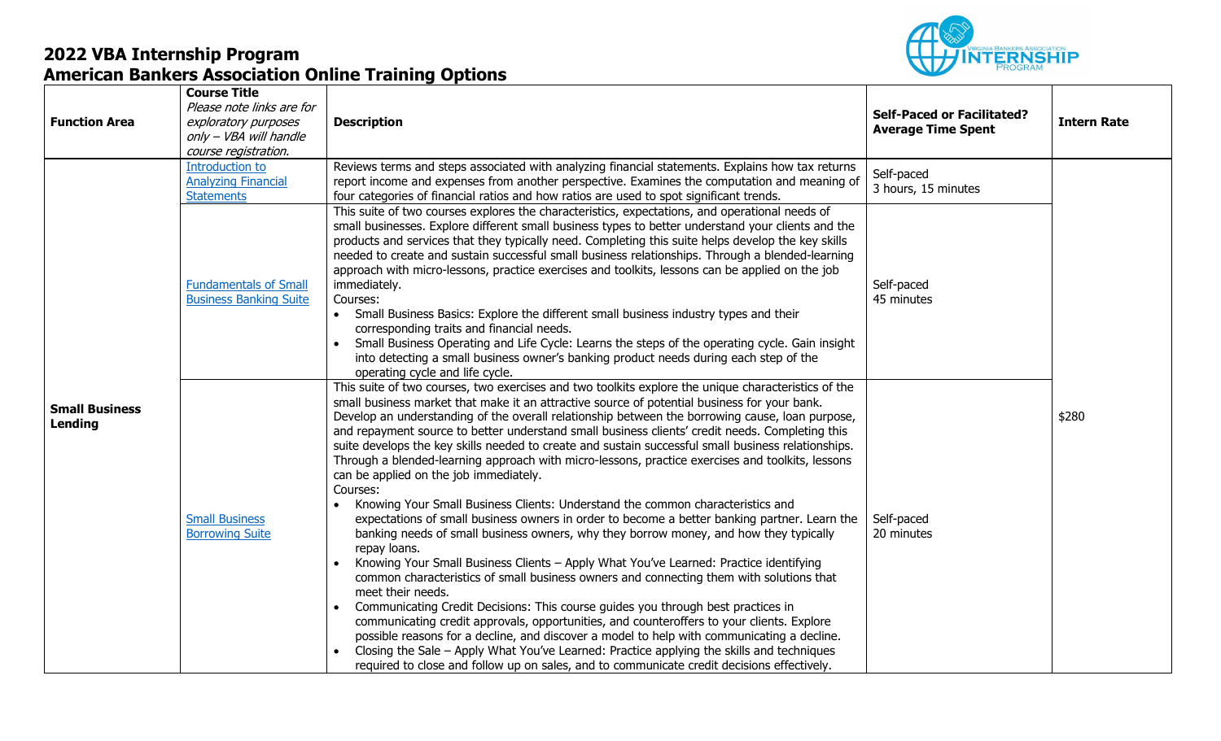## 2022 VBA Internship Program
## American Bankers Association Online Training Options

| Function Area | Course Title *Please note links are for exploratory purposes only – VBA will handle course registration.* | Description | Self-Paced or Facilitated? Average Time Spent | Intern Rate |
|---|---|---|---|---|
| **Small Business Lending** | Introduction to Analyzing Financial Statements | Reviews terms and steps associated with analyzing financial statements. Explains how tax returns report income and expenses from another perspective. Examines the computation and meaning of four categories of financial ratios and how ratios are used to spot significant trends. | Self-paced 3 hours, 15 minutes | $280 |
| | Fundamentals of Small Business Banking Suite | This suite of two courses explores the characteristics, expectations, and operational needs of small businesses. Explore different small business types to better understand your clients and the products and services that they typically need. Completing this suite helps develop the key skills needed to create and sustain successful small business relationships. Through a blended-learning approach with micro-lessons, practice exercises and toolkits, lessons can be applied on the job immediately. Courses: • Small Business Basics: Explore the different small business industry types and their corresponding traits and financial needs. • Small Business Operating and Life Cycle: Learns the steps of the operating cycle. Gain insight into detecting a small business owner's banking product needs during each step of the operating cycle and life cycle. | Self-paced 45 minutes | |
| | Small Business Borrowing Suite | This suite of two courses, two exercises and two toolkits explore the unique characteristics of the small business market that make it an attractive source of potential business for your bank. Develop an understanding of the overall relationship between the borrowing cause, loan purpose, and repayment source to better understand small business clients' credit needs. Completing this suite develops the key skills needed to create and sustain successful small business relationships. Through a blended-learning approach with micro-lessons, practice exercises and toolkits, lessons can be applied on the job immediately. Courses: • Knowing Your Small Business Clients: Understand the common characteristics and expectations of small business owners in order to become a better banking partner. Learn the banking needs of small business owners, why they borrow money, and how they typically repay loans. • Knowing Your Small Business Clients – Apply What You've Learned: Practice identifying common characteristics of small business owners and connecting them with solutions that meet their needs. • Communicating Credit Decisions: This course guides you through best practices in communicating credit approvals, opportunities, and counteroffers to your clients. Explore possible reasons for a decline, and discover a model to help with communicating a decline. • Closing the Sale – Apply What You've Learned: Practice applying the skills and techniques required to close and follow up on sales, and to communicate credit decisions effectively. | Self-paced 20 minutes | |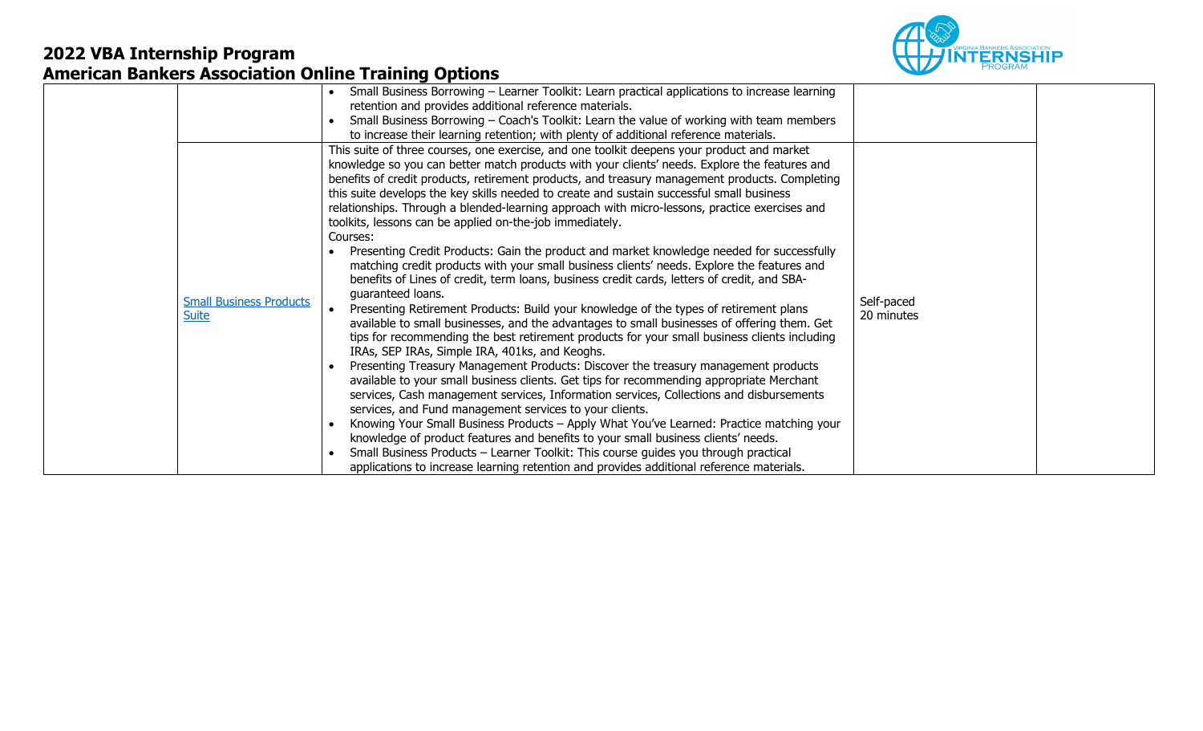## 2022 VBA Internship Program
## American Bankers Association Online Training Options

| | | | | |
|---|---|---|---|---|
| | | • Small Business Borrowing – Learner Toolkit: Learn practical applications to increase learning retention and provides additional reference materials.<br>• Small Business Borrowing – Coach's Toolkit: Learn the value of working with team members to increase their learning retention; with plenty of additional reference materials. | | |
| | Small Business Products Suite | This suite of three courses, one exercise, and one toolkit deepens your product and market knowledge so you can better match products with your clients' needs. Explore the features and benefits of credit products, retirement products, and treasury management products. Completing this suite develops the key skills needed to create and sustain successful small business relationships. Through a blended-learning approach with micro-lessons, practice exercises and toolkits, lessons can be applied on-the-job immediately.<br>Courses:<br>• Presenting Credit Products: Gain the product and market knowledge needed for successfully matching credit products with your small business clients' needs. Explore the features and benefits of Lines of credit, term loans, business credit cards, letters of credit, and SBA-guaranteed loans.<br>• Presenting Retirement Products: Build your knowledge of the types of retirement plans available to small businesses, and the advantages to small businesses of offering them. Get tips for recommending the best retirement products for your small business clients including IRAs, SEP IRAs, Simple IRA, 401ks, and Keoghs.<br>• Presenting Treasury Management Products: Discover the treasury management products available to your small business clients. Get tips for recommending appropriate Merchant services, Cash management services, Information services, Collections and disbursements services, and Fund management services to your clients.<br>• Knowing Your Small Business Products – Apply What You've Learned: Practice matching your knowledge of product features and benefits to your small business clients' needs.<br>• Small Business Products – Learner Toolkit: This course guides you through practical applications to increase learning retention and provides additional reference materials. | Self-paced<br>20 minutes | |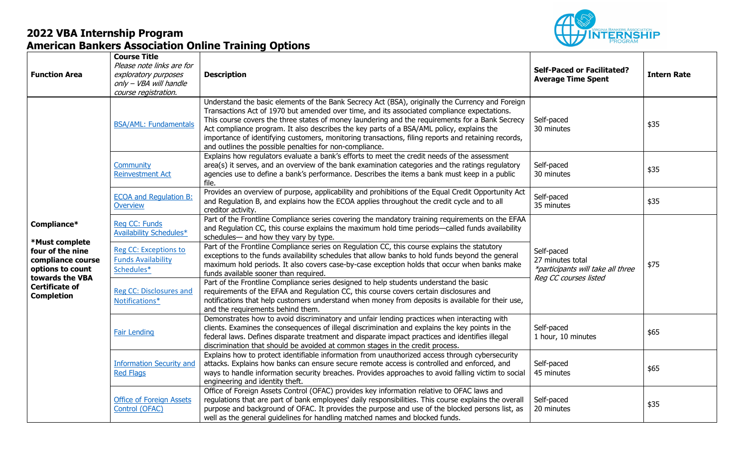# 2022 VBA Internship Program
## American Bankers Association Online Training Options

| Function Area | Course Title *Please note links are for exploratory purposes only – VBA will handle course registration.* | Description | Self-Paced or Facilitated? Average Time Spent | Intern Rate |
|---|---|---|---|---|
| **Compliance*** **\*Must complete four of the nine compliance course options to count towards the VBA Certificate of Completion** | BSA/AML: Fundamentals | Understand the basic elements of the Bank Secrecy Act (BSA), originally the Currency and Foreign Transactions Act of 1970 but amended over time, and its associated compliance expectations. This course covers the three states of money laundering and the requirements for a Bank Secrecy Act compliance program. It also describes the key parts of a BSA/AML policy, explains the importance of identifying customers, monitoring transactions, filing reports and retaining records, and outlines the possible penalties for non-compliance. | Self-paced 30 minutes | $35 |
| | Community Reinvestment Act | Explains how regulators evaluate a bank's efforts to meet the credit needs of the assessment area(s) it serves, and an overview of the bank examination categories and the ratings regulatory agencies use to define a bank's performance. Describes the items a bank must keep in a public file. | Self-paced 30 minutes | $35 |
| | ECOA and Regulation B: Overview | Provides an overview of purpose, applicability and prohibitions of the Equal Credit Opportunity Act and Regulation B, and explains how the ECOA applies throughout the credit cycle and to all creditor activity. | Self-paced 35 minutes | $35 |
| | Reg CC: Funds Availability Schedules* | Part of the Frontline Compliance series covering the mandatory training requirements on the EFAA and Regulation CC, this course explains the maximum hold time periods—called funds availability schedules— and how they vary by type. | Self-paced 27 minutes total *\*participants will take all three Reg CC courses listed* | $75 |
| | Reg CC: Exceptions to Funds Availability Schedules* | Part of the Frontline Compliance series on Regulation CC, this course explains the statutory exceptions to the funds availability schedules that allow banks to hold funds beyond the general maximum hold periods. It also covers case-by-case exception holds that occur when banks make funds available sooner than required. | | |
| | Reg CC: Disclosures and Notifications* | Part of the Frontline Compliance series designed to help students understand the basic requirements of the EFAA and Regulation CC, this course covers certain disclosures and notifications that help customers understand when money from deposits is available for their use, and the requirements behind them. | | |
| | Fair Lending | Demonstrates how to avoid discriminatory and unfair lending practices when interacting with clients. Examines the consequences of illegal discrimination and explains the key points in the federal laws. Defines disparate treatment and disparate impact practices and identifies illegal discrimination that should be avoided at common stages in the credit process. | Self-paced 1 hour, 10 minutes | $65 |
| | Information Security and Red Flags | Explains how to protect identifiable information from unauthorized access through cybersecurity attacks. Explains how banks can ensure secure remote access is controlled and enforced, and ways to handle information security breaches. Provides approaches to avoid falling victim to social engineering and identity theft. | Self-paced 45 minutes | $65 |
| | Office of Foreign Assets Control (OFAC) | Office of Foreign Assets Control (OFAC) provides key information relative to OFAC laws and regulations that are part of bank employees' daily responsibilities. This course explains the overall purpose and background of OFAC. It provides the purpose and use of the blocked persons list, as well as the general guidelines for handling matched names and blocked funds. | Self-paced 20 minutes | $35 |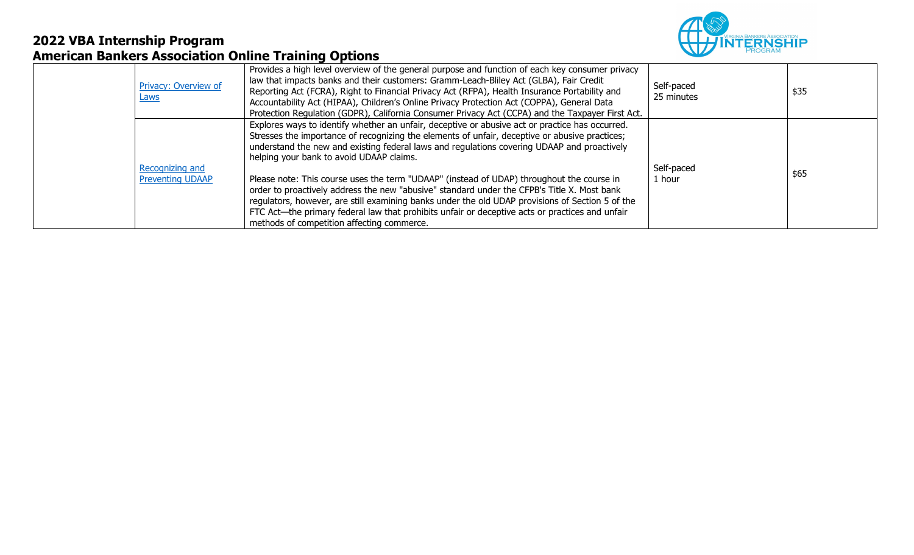## 2022 VBA Internship Program
## American Bankers Association Online Training Options

| | | | | |
|---|---|---|---|---|
| | Privacy: Overview of Laws | Provides a high level overview of the general purpose and function of each key consumer privacy law that impacts banks and their customers: Gramm-Leach-Bliley Act (GLBA), Fair Credit Reporting Act (FCRA), Right to Financial Privacy Act (RFPA), Health Insurance Portability and Accountability Act (HIPAA), Children's Online Privacy Protection Act (COPPA), General Data Protection Regulation (GDPR), California Consumer Privacy Act (CCPA) and the Taxpayer First Act. | Self-paced 25 minutes | $35 |
| | Recognizing and Preventing UDAAP | Explores ways to identify whether an unfair, deceptive or abusive act or practice has occurred. Stresses the importance of recognizing the elements of unfair, deceptive or abusive practices; understand the new and existing federal laws and regulations covering UDAAP and proactively helping your bank to avoid UDAAP claims.<br><br>Please note: This course uses the term "UDAAP" (instead of UDAP) throughout the course in order to proactively address the new "abusive" standard under the CFPB's Title X. Most bank regulators, however, are still examining banks under the old UDAP provisions of Section 5 of the FTC Act—the primary federal law that prohibits unfair or deceptive acts or practices and unfair methods of competition affecting commerce. | Self-paced 1 hour | $65 |